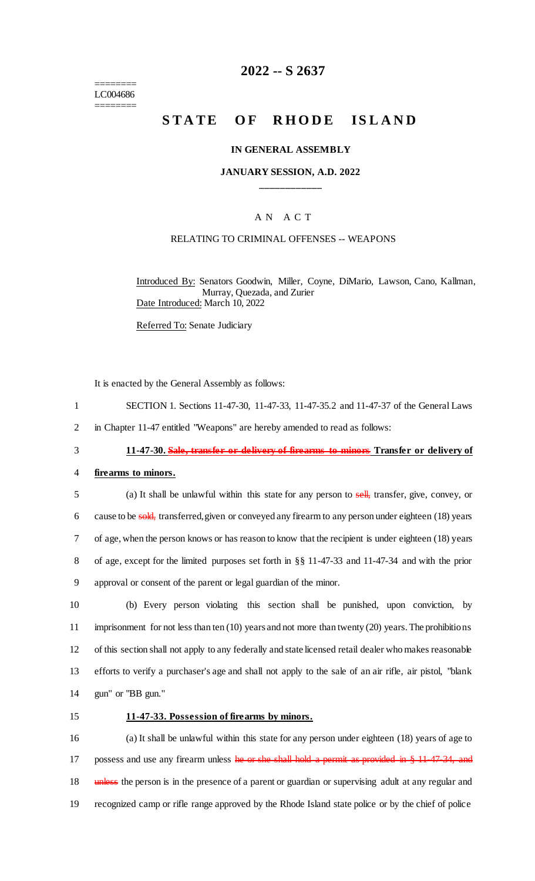========
LC004686
========

# 2022 -- S 2637

# STATE OF RHODE ISLAND

### IN GENERAL ASSEMBLY

### JANUARY SESSION, A.D. 2022

____________

## A N A C T

### RELATING TO CRIMINAL OFFENSES -- WEAPONS

Introduced By: Senators Goodwin, Miller, Coyne, DiMario, Lawson, Cano, Kallman, Murray, Quezada, and Zurier

Date Introduced: March 10, 2022

Referred To: Senate Judiciary

It is enacted by the General Assembly as follows:

1 SECTION 1. Sections 11-47-30, 11-47-33, 11-47-35.2 and 11-47-37 of the General Laws
2 in Chapter 11-47 entitled "Weapons" are hereby amended to read as follows:

3 **11-47-30. ~~Sale, transfer or delivery of firearms to minors~~ Transfer or delivery of**
4 **firearms to minors.**

5 (a) It shall be unlawful within this state for any person to ~~sell,~~ transfer, give, convey, or
6 cause to be ~~sold,~~ transferred, given or conveyed any firearm to any person under eighteen (18) years
7 of age, when the person knows or has reason to know that the recipient is under eighteen (18) years
8 of age, except for the limited purposes set forth in §§ 11-47-33 and 11-47-34 and with the prior
9 approval or consent of the parent or legal guardian of the minor.

10 (b) Every person violating this section shall be punished, upon conviction, by
11 imprisonment for not less than ten (10) years and not more than twenty (20) years. The prohibitions
12 of this section shall not apply to any federally and state licensed retail dealer who makes reasonable
13 efforts to verify a purchaser's age and shall not apply to the sale of an air rifle, air pistol, "blank
14 gun" or "BB gun."

15 **11-47-33. Possession of firearms by minors.**

16 (a) It shall be unlawful within this state for any person under eighteen (18) years of age to
17 possess and use any firearm unless ~~he or she shall hold a permit as provided in § 11-47-34, and~~
18 ~~unless~~ the person is in the presence of a parent or guardian or supervising adult at any regular and
19 recognized camp or rifle range approved by the Rhode Island state police or by the chief of police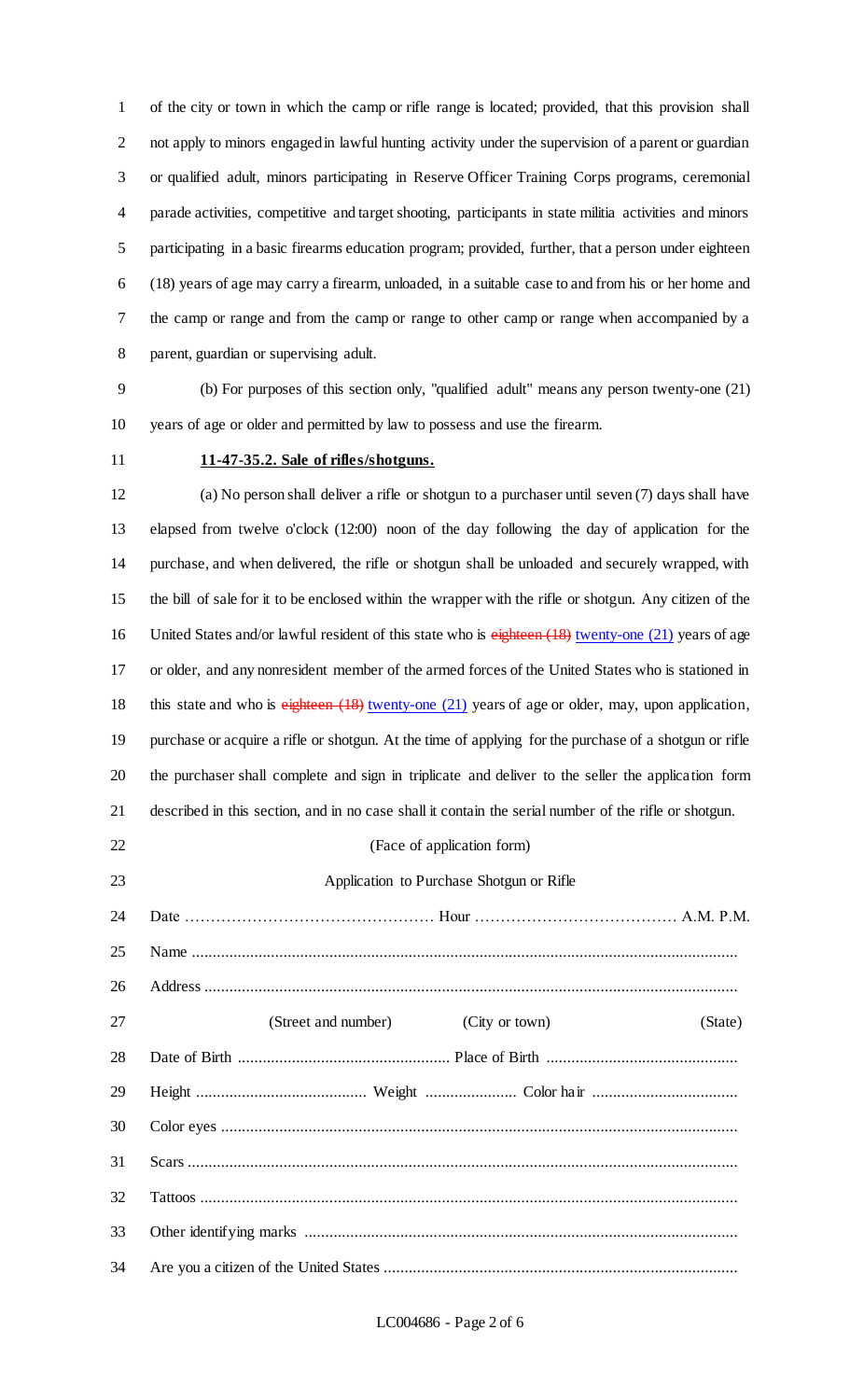of the city or town in which the camp or rifle range is located; provided, that this provision shall not apply to minors engaged in lawful hunting activity under the supervision of a parent or guardian or qualified adult, minors participating in Reserve Officer Training Corps programs, ceremonial parade activities, competitive and target shooting, participants in state militia activities and minors participating in a basic firearms education program; provided, further, that a person under eighteen (18) years of age may carry a firearm, unloaded, in a suitable case to and from his or her home and the camp or range and from the camp or range to other camp or range when accompanied by a parent, guardian or supervising adult.

(b) For purposes of this section only, "qualified adult" means any person twenty-one (21) years of age or older and permitted by law to possess and use the firearm.

**11-47-35.2. Sale of rifles/shotguns.**

(a) No person shall deliver a rifle or shotgun to a purchaser until seven (7) days shall have elapsed from twelve o'clock (12:00) noon of the day following the day of application for the purchase, and when delivered, the rifle or shotgun shall be unloaded and securely wrapped, with the bill of sale for it to be enclosed within the wrapper with the rifle or shotgun. Any citizen of the United States and/or lawful resident of this state who is ~~eighteen (18)~~ twenty-one (21) years of age or older, and any nonresident member of the armed forces of the United States who is stationed in this state and who is ~~eighteen (18)~~ twenty-one (21) years of age or older, may, upon application, purchase or acquire a rifle or shotgun. At the time of applying for the purchase of a shotgun or rifle the purchaser shall complete and sign in triplicate and deliver to the seller the application form described in this section, and in no case shall it contain the serial number of the rifle or shotgun.

(Face of application form)

Application to Purchase Shotgun or Rifle

Date ………………………………………… Hour ………………………………… A.M. P.M.

Name ..................................................................................................................................

Address ..............................................................................................................................

(Street and number) (City or town) (State)

Date of Birth .................................................. Place of Birth .............................................

Height ......................................... Weight ...................... Color hair ...................................

Color eyes ...........................................................................................................................

Scars ..................................................................................................................................

Tattoos ...............................................................................................................................

Other identifying marks .......................................................................................................

Are you a citizen of the United States ....................................................................................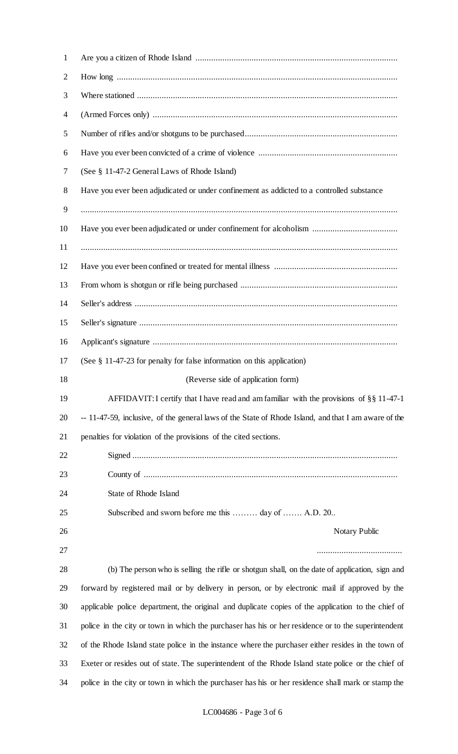Are you a citizen of Rhode Island ..........................................................................................

How long ............................................................................................................................

Where stationed ...................................................................................................................

(Armed Forces only) ............................................................................................................

Number of rifles and/or shotguns to be purchased...................................................................

Have you ever been convicted of a crime of violence ..............................................................

(See § 11-47-2 General Laws of Rhode Island)

Have you ever been adjudicated or under confinement as addicted to a controlled substance

.............................................................................................................................................

Have you ever been adjudicated or under confinement for alcoholism ......................................

.............................................................................................................................................

Have you ever been confined or treated for mental illness .......................................................

From whom is shotgun or rifle being purchased ......................................................................

Seller's address .....................................................................................................................

Seller's signature ...................................................................................................................

Applicant's signature .............................................................................................................

(See § 11-47-23 for penalty for false information on this application)

(Reverse side of application form)

AFFIDAVIT: I certify that I have read and am familiar with the provisions of §§ 11-47-1 -- 11-47-59, inclusive, of the general laws of the State of Rhode Island, and that I am aware of the penalties for violation of the provisions of the cited sections.

Signed ......................................................................................................................

County of .................................................................................................................

State of Rhode Island

Subscribed and sworn before me this ……… day of ……. A.D. 20..

Notary Public

......................................

(b) The person who is selling the rifle or shotgun shall, on the date of application, sign and forward by registered mail or by delivery in person, or by electronic mail if approved by the applicable police department, the original and duplicate copies of the application to the chief of police in the city or town in which the purchaser has his or her residence or to the superintendent of the Rhode Island state police in the instance where the purchaser either resides in the town of Exeter or resides out of state. The superintendent of the Rhode Island state police or the chief of police in the city or town in which the purchaser has his or her residence shall mark or stamp the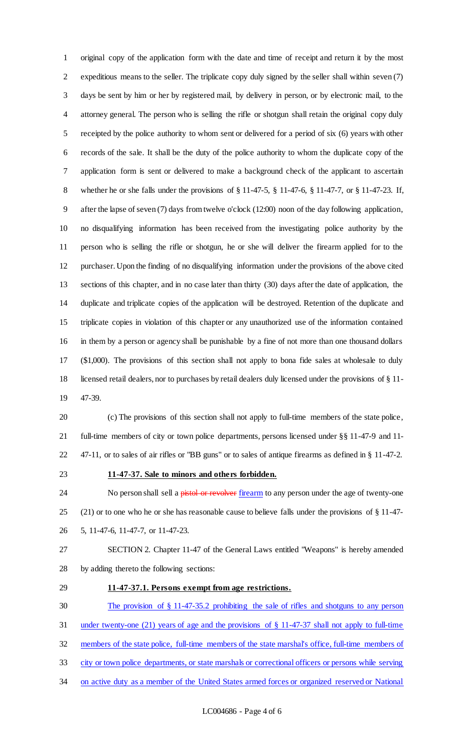original copy of the application form with the date and time of receipt and return it by the most expeditious means to the seller. The triplicate copy duly signed by the seller shall within seven (7) days be sent by him or her by registered mail, by delivery in person, or by electronic mail, to the attorney general. The person who is selling the rifle or shotgun shall retain the original copy duly receipted by the police authority to whom sent or delivered for a period of six (6) years with other records of the sale. It shall be the duty of the police authority to whom the duplicate copy of the application form is sent or delivered to make a background check of the applicant to ascertain whether he or she falls under the provisions of § 11-47-5, § 11-47-6, § 11-47-7, or § 11-47-23. If, after the lapse of seven (7) days from twelve o'clock (12:00) noon of the day following application, no disqualifying information has been received from the investigating police authority by the person who is selling the rifle or shotgun, he or she will deliver the firearm applied for to the purchaser. Upon the finding of no disqualifying information under the provisions of the above cited sections of this chapter, and in no case later than thirty (30) days after the date of application, the duplicate and triplicate copies of the application will be destroyed. Retention of the duplicate and triplicate copies in violation of this chapter or any unauthorized use of the information contained in them by a person or agency shall be punishable by a fine of not more than one thousand dollars ($1,000). The provisions of this section shall not apply to bona fide sales at wholesale to duly licensed retail dealers, nor to purchases by retail dealers duly licensed under the provisions of § 11-47-39.

(c) The provisions of this section shall not apply to full-time members of the state police, full-time members of city or town police departments, persons licensed under §§ 11-47-9 and 11-47-11, or to sales of air rifles or "BB guns" or to sales of antique firearms as defined in § 11-47-2.

**11-47-37. Sale to minors and others forbidden.**

No person shall sell a ~~pistol or revolver~~ firearm to any person under the age of twenty-one (21) or to one who he or she has reasonable cause to believe falls under the provisions of § 11-47-5, 11-47-6, 11-47-7, or 11-47-23.

SECTION 2. Chapter 11-47 of the General Laws entitled "Weapons" is hereby amended by adding thereto the following sections:

**11-47-37.1. Persons exempt from age restrictions.**

The provision of § 11-47-35.2 prohibiting the sale of rifles and shotguns to any person under twenty-one (21) years of age and the provisions of § 11-47-37 shall not apply to full-time members of the state police, full-time members of the state marshal's office, full-time members of city or town police departments, or state marshals or correctional officers or persons while serving on active duty as a member of the United States armed forces or organized reserved or National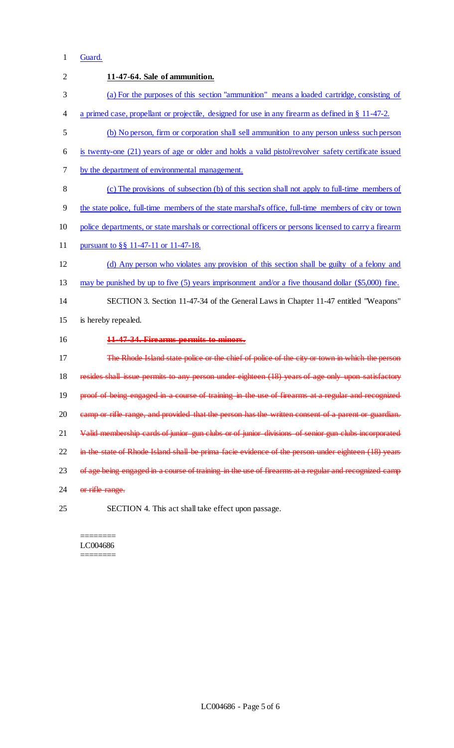Guard.

**11-47-64. Sale of ammunition.**

(a) For the purposes of this section "ammunition" means a loaded cartridge, consisting of a primed case, propellant or projectile, designed for use in any firearm as defined in § 11-47-2.

(b) No person, firm or corporation shall sell ammunition to any person unless such person is twenty-one (21) years of age or older and holds a valid pistol/revolver safety certificate issued by the department of environmental management.

(c) The provisions of subsection (b) of this section shall not apply to full-time members of the state police, full-time members of the state marshal's office, full-time members of city or town police departments, or state marshals or correctional officers or persons licensed to carry a firearm pursuant to §§ 11-47-11 or 11-47-18.

(d) Any person who violates any provision of this section shall be guilty of a felony and may be punished by up to five (5) years imprisonment and/or a five thousand dollar ($5,000) fine.

SECTION 3. Section 11-47-34 of the General Laws in Chapter 11-47 entitled "Weapons" is hereby repealed.

~~**11-47-34. Firearms permits to minors.**~~

~~The Rhode Island state police or the chief of police of the city or town in which the person resides shall issue permits to any person under eighteen (18) years of age only upon satisfactory proof of being engaged in a course of training in the use of firearms at a regular and recognized camp or rifle range, and provided that the person has the written consent of a parent or guardian. Valid membership cards of junior gun clubs or of junior divisions of senior gun clubs incorporated in the state of Rhode Island shall be prima facie evidence of the person under eighteen (18) years of age being engaged in a course of training in the use of firearms at a regular and recognized camp or rifle range.~~

SECTION 4. This act shall take effect upon passage.

========
LC004686
========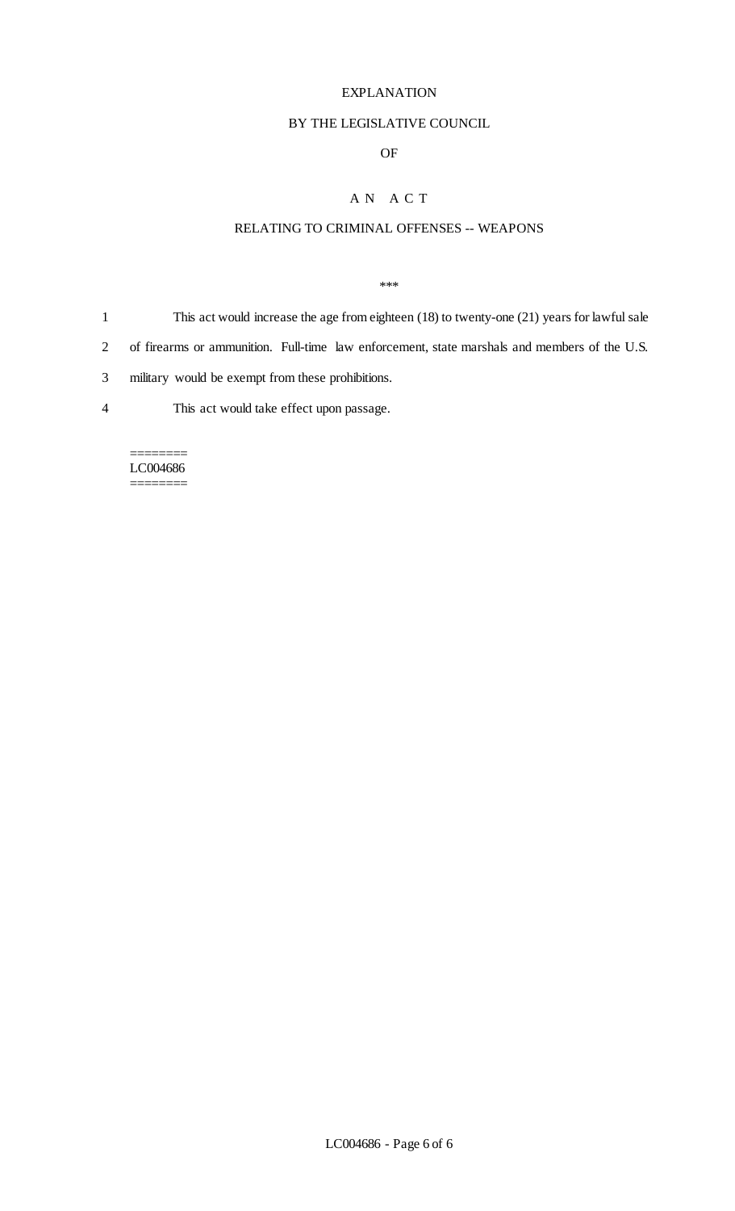EXPLANATION

BY THE LEGISLATIVE COUNCIL

OF

A N A C T

RELATING TO CRIMINAL OFFENSES -- WEAPONS

\*\*\*

1 This act would increase the age from eighteen (18) to twenty-one (21) years for lawful sale

2 of firearms or ammunition. Full-time law enforcement, state marshals and members of the U.S.

3 military would be exempt from these prohibitions.

4 This act would take effect upon passage.

========
LC004686
========